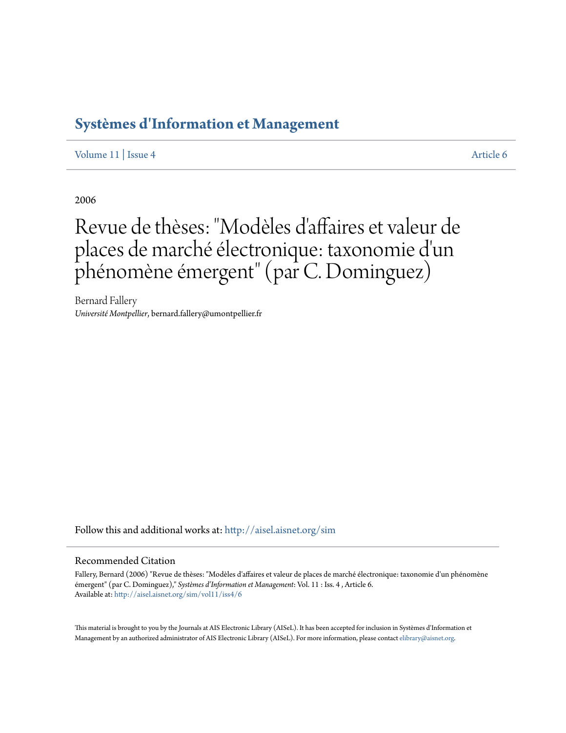# Systèmes d'Information et Management

Volume 11 | Issue 4 — Article 6

2006

# Revue de thèses: "Modèles d'affaires et valeur de places de marché électronique: taxonomie d'un phénomène émergent" (par C. Dominguez)

Bernard Fallery
*Université Montpellier*, bernard.fallery@umontpellier.fr

Follow this and additional works at: http://aisel.aisnet.org/sim

## Recommended Citation

Fallery, Bernard (2006) "Revue de thèses: "Modèles d'affaires et valeur de places de marché électronique: taxonomie d'un phénomène émergent" (par C. Dominguez)," *Systèmes d'Information et Management*: Vol. 11 : Iss. 4 , Article 6.
Available at: http://aisel.aisnet.org/sim/vol11/iss4/6

This material is brought to you by the Journals at AIS Electronic Library (AISeL). It has been accepted for inclusion in Systèmes d'Information et Management by an authorized administrator of AIS Electronic Library (AISeL). For more information, please contact elibrary@aisnet.org.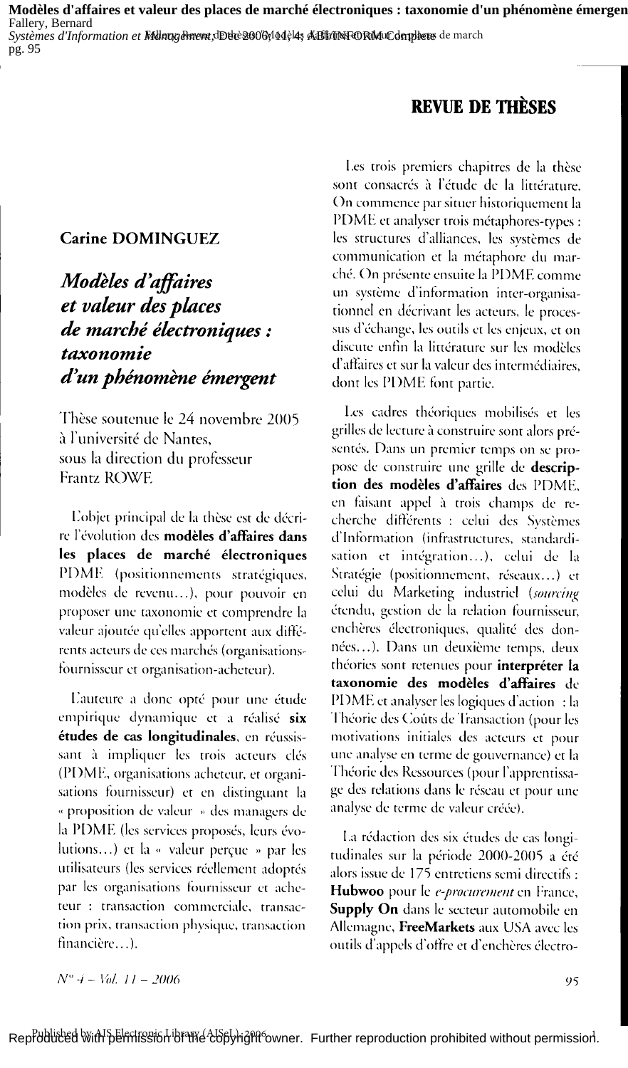## REVUE DE THÈSES

**Carine DOMINGUEZ**

## *Modèles d'affaires et valeur des places de marché électroniques : taxonomie d'un phénomène émergent*

Thèse soutenue le 24 novembre 2005 à l'université de Nantes, sous la direction du professeur Frantz ROWE

L'objet principal de la thèse est de décrire l'évolution des **modèles d'affaires dans les places de marché électroniques** PDME (positionnements stratégiques, modèles de revenu…), pour pouvoir en proposer une taxonomie et comprendre la valeur ajoutée qu'elles apportent aux différents acteurs de ces marchés (organisations-fournisseur et organisation-acheteur).

L'auteure a donc opté pour une étude empirique dynamique et a réalisé **six études de cas longitudinales**, en réussissant à impliquer les trois acteurs clés (PDME, organisations acheteur, et organisations fournisseur) et en distinguant la « proposition de valeur » des managers de la PDME (les services proposés, leurs évolutions…) et la « valeur perçue » par les utilisateurs (les services réellement adoptés par les organisations fournisseur et acheteur : transaction commerciale, transaction prix, transaction physique, transaction financière…).

Les trois premiers chapitres de la thèse sont consacrés à l'étude de la littérature. On commence par situer historiquement la PDME et analyser trois métaphores-types : les structures d'alliances, les systèmes de communication et la métaphore du marché. On présente ensuite la PDME comme un système d'information inter-organisationnel en décrivant les acteurs, le processus d'échange, les outils et les enjeux, et on discute enfin la littérature sur les modèles d'affaires et sur la valeur des intermédiaires, dont les PDME font partie.

Les cadres théoriques mobilisés et les grilles de lecture à construire sont alors présentés. Dans un premier temps on se propose de construire une grille de **description des modèles d'affaires** des PDME, en faisant appel à trois champs de recherche différents : celui des Systèmes d'Information (infrastructures, standardisation et intégration…), celui de la Stratégie (positionnement, réseaux…) et celui du Marketing industriel (*sourcing* étendu, gestion de la relation fournisseur, enchères électroniques, qualité des données…). Dans un deuxième temps, deux théories sont retenues pour **interpréter la taxonomie des modèles d'affaires** de PDME et analyser les logiques d'action : la Théorie des Coûts de Transaction (pour les motivations initiales des acteurs et pour une analyse en terme de gouvernance) et la Théorie des Ressources (pour l'apprentissage des relations dans le réseau et pour une analyse de terme de valeur créée).

La rédaction des six études de cas longitudinales sur la période 2000-2005 a été alors issue de 175 entretiens semi directifs : **Hubwoo** pour le *e-procurement* en France, **Supply On** dans le secteur automobile en Allemagne, **FreeMarkets** aux USA avec les outils d'appels d'offre et d'enchères électro-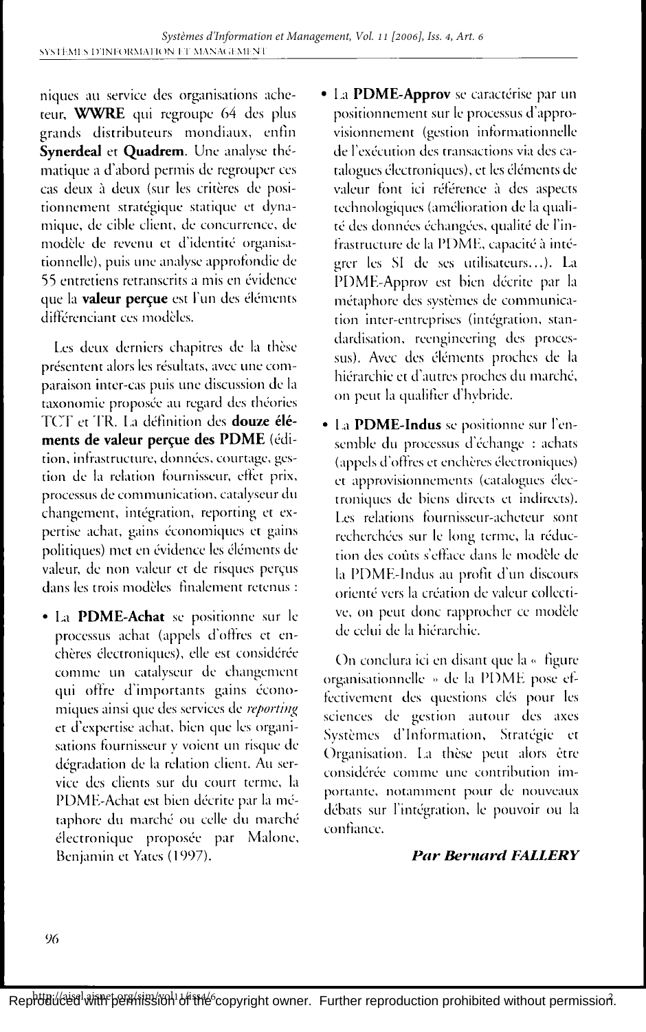niques au service des organisations acheteur, **WWRE** qui regroupe 64 des plus grands distributeurs mondiaux, enfin **Synerdeal** et **Quadrem**. Une analyse thématique a d'abord permis de regrouper ces cas deux à deux (sur les critères de positionnement stratégique statique et dynamique, de cible client, de concurrence, de modèle de revenu et d'identité organisationnelle), puis une analyse approfondie de 55 entretiens retranscrits a mis en évidence que la **valeur perçue** est l'un des éléments différenciant ces modèles.

Les deux derniers chapitres de la thèse présentent alors les résultats, avec une comparaison inter-cas puis une discussion de la taxonomie proposée au regard des théories TCT et TR. La définition des **douze éléments de valeur perçue des PDME** (édition, infrastructure, données, courtage, gestion de la relation fournisseur, effet prix, processus de communication, catalyseur du changement, intégration, reporting et expertise achat, gains économiques et gains politiques) met en évidence les éléments de valeur, de non valeur et de risques perçus dans les trois modèles finalement retenus :

- La **PDME-Achat** se positionne sur le processus achat (appels d'offres et enchères électroniques), elle est considérée comme un catalyseur de changement qui offre d'importants gains économiques ainsi que des services de *reporting* et d'expertise achat, bien que les organisations fournisseur y voient un risque de dégradation de la relation client. Au service des clients sur du court terme, la PDME-Achat est bien décrite par la métaphore du marché ou celle du marché électronique proposée par Malone, Benjamin et Yates (1997).

- La **PDME-Approv** se caractérise par un positionnement sur le processus d'approvisionnement (gestion informationnelle de l'exécution des transactions via des catalogues électroniques), et les éléments de valeur font ici référence à des aspects technologiques (amélioration de la qualité des données échangées, qualité de l'infrastructure de la PDME, capacité à intégrer les SI de ses utilisateurs...). La PDME-Approv est bien décrite par la métaphore des systèmes de communication inter-entreprises (intégration, standardisation, reengineering des processus). Avec des éléments proches de la hiérarchie et d'autres proches du marché, on peut la qualifier d'hybride.

- La **PDME-Indus** se positionne sur l'ensemble du processus d'échange : achats (appels d'offres et enchères électroniques) et approvisionnements (catalogues électroniques de biens directs et indirects). Les relations fournisseur-acheteur sont recherchées sur le long terme, la réduction des coûts s'efface dans le modèle de la PDME-Indus au profit d'un discours orienté vers la création de valeur collective, on peut donc rapprocher ce modèle de celui de la hiérarchie.

On conclura ici en disant que la « figure organisationnelle » de la PDME pose effectivement des questions clés pour les sciences de gestion autour des axes Systèmes d'Information, Stratégie et Organisation. La thèse peut alors être considérée comme une contribution importante, notamment pour de nouveaux débats sur l'intégration, le pouvoir ou la confiance.

***Par Bernard FALLERY***